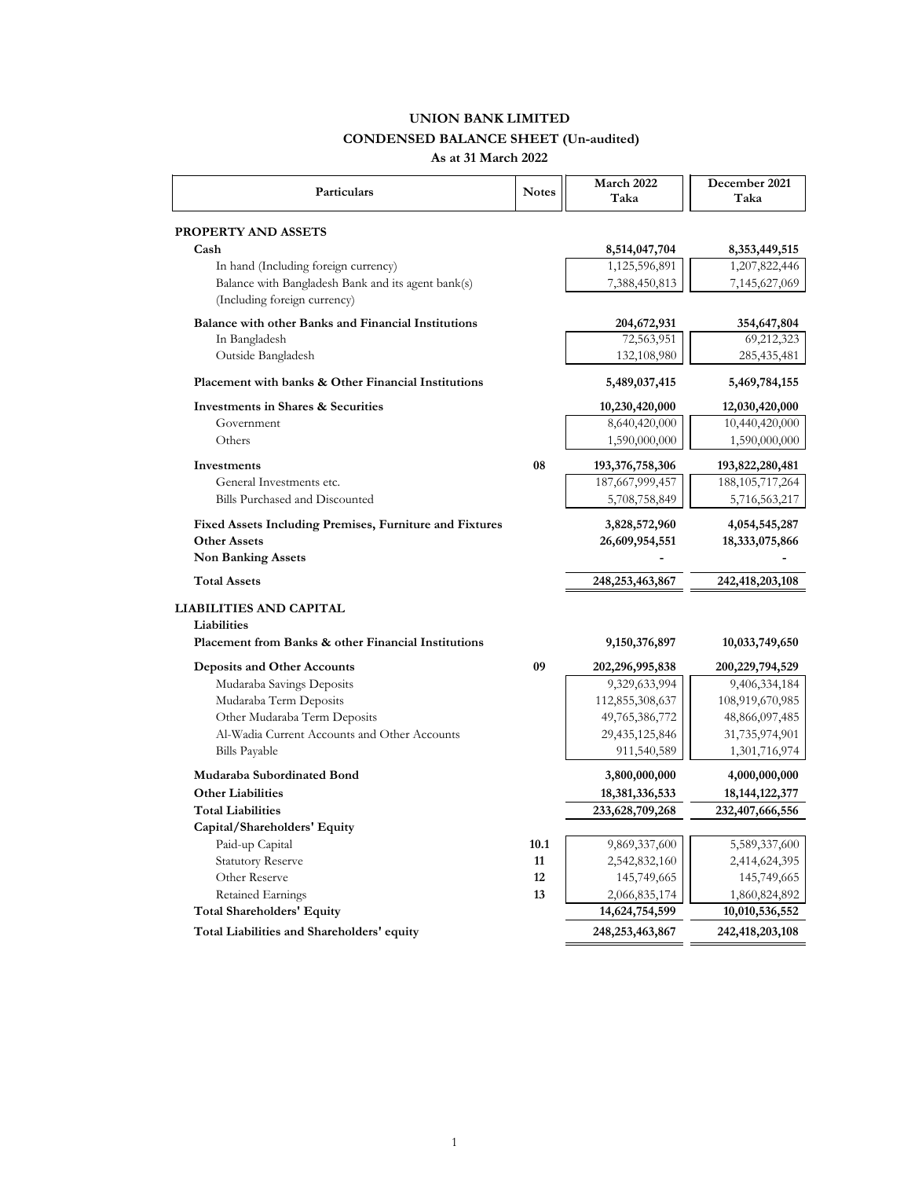# UNION BANK LIMITED

## CONDENSED BALANCE SHEET (Un-audited)

### As at 31 March 2022

| Particulars | Notes | March 2022 Taka | December 2021 Taka |
|---|---|---|---|
| **PROPERTY AND ASSETS** | | | |
| **Cash** | | **8,514,047,704** | **8,353,449,515** |
| In hand (Including foreign currency) | | 1,125,596,891 | 1,207,822,446 |
| Balance with Bangladesh Bank and its agent bank(s) (Including foreign currency) | | 7,388,450,813 | 7,145,627,069 |
| **Balance with other Banks and Financial Institutions** | | **204,672,931** | **354,647,804** |
| In Bangladesh | | 72,563,951 | 69,212,323 |
| Outside Bangladesh | | 132,108,980 | 285,435,481 |
| **Placement with banks & Other Financial Institutions** | | **5,489,037,415** | **5,469,784,155** |
| **Investments in Shares & Securities** | | **10,230,420,000** | **12,030,420,000** |
| Government | | 8,640,420,000 | 10,440,420,000 |
| Others | | 1,590,000,000 | 1,590,000,000 |
| **Investments** | **08** | **193,376,758,306** | **193,822,280,481** |
| General Investments etc. | | 187,667,999,457 | 188,105,717,264 |
| Bills Purchased and Discounted | | 5,708,758,849 | 5,716,563,217 |
| **Fixed Assets Including Premises, Furniture and Fixtures** | | **3,828,572,960** | **4,054,545,287** |
| **Other Assets** | | **26,609,954,551** | **18,333,075,866** |
| **Non Banking Assets** | | **-** | **-** |
| **Total Assets** | | **248,253,463,867** | **242,418,203,108** |
| **LIABILITIES AND CAPITAL** | | | |
| **Liabilities** | | | |
| **Placement from Banks & other Financial Institutions** | | **9,150,376,897** | **10,033,749,650** |
| **Deposits and Other Accounts** | **09** | **202,296,995,838** | **200,229,794,529** |
| Mudaraba Savings Deposits | | 9,329,633,994 | 9,406,334,184 |
| Mudaraba Term Deposits | | 112,855,308,637 | 108,919,670,985 |
| Other Mudaraba Term Deposits | | 49,765,386,772 | 48,866,097,485 |
| Al-Wadia Current Accounts and Other Accounts | | 29,435,125,846 | 31,735,974,901 |
| Bills Payable | | 911,540,589 | 1,301,716,974 |
| **Mudaraba Subordinated Bond** | | **3,800,000,000** | **4,000,000,000** |
| **Other Liabilities** | | **18,381,336,533** | **18,144,122,377** |
| **Total Liabilities** | | **233,628,709,268** | **232,407,666,556** |
| **Capital/Shareholders' Equity** | | | |
| Paid-up Capital | **10.1** | 9,869,337,600 | 5,589,337,600 |
| Statutory Reserve | **11** | 2,542,832,160 | 2,414,624,395 |
| Other Reserve | **12** | 145,749,665 | 145,749,665 |
| Retained Earnings | **13** | 2,066,835,174 | 1,860,824,892 |
| **Total Shareholders' Equity** | | **14,624,754,599** | **10,010,536,552** |
| **Total Liabilities and Shareholders' equity** | | **248,253,463,867** | **242,418,203,108** |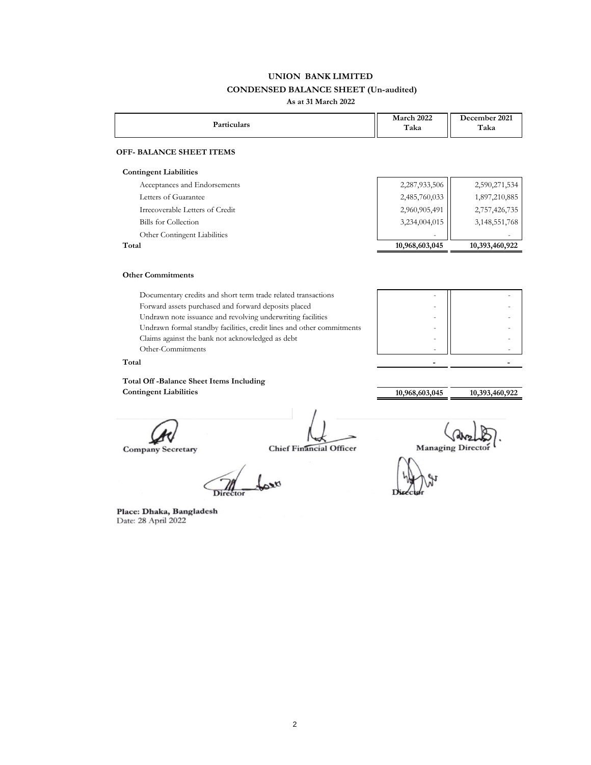# UNION BANK LIMITED

## CONDENSED BALANCE SHEET (Un-audited)

**As at 31 March 2022**

| Particulars | March 2022 Taka | December 2021 Taka |
|---|---|---|
| **OFF- BALANCE SHEET ITEMS** | | |
| **Contingent Liabilities** | | |
| Acceptances and Endorsements | 2,287,933,506 | 2,590,271,534 |
| Letters of Guarantee | 2,485,760,033 | 1,897,210,885 |
| Irrecoverable Letters of Credit | 2,960,905,491 | 2,757,426,735 |
| Bills for Collection | 3,234,004,015 | 3,148,551,768 |
| Other Contingent Liabilities | - | - |
| **Total** | **10,968,603,045** | **10,393,460,922** |
| **Other Commitments** | | |
| Documentary credits and short term trade related transactions | - | - |
| Forward assets purchased and forward deposits placed | - | - |
| Undrawn note issuance and revolving underwriting facilities | - | - |
| Undrawn formal standby facilities, credit lines and other commitments | - | - |
| Claims against the bank not acknowledged as debt | - | - |
| Other-Commitments | - | - |
| **Total** | **-** | **-** |
| **Total Off -Balance Sheet Items Including Contingent Liabilities** | **10,968,603,045** | **10,393,460,922** |

Company Secretary

Chief Financial Officer

Managing Director

Director

Director

**Place: Dhaka, Bangladesh**
Date: 28 April 2022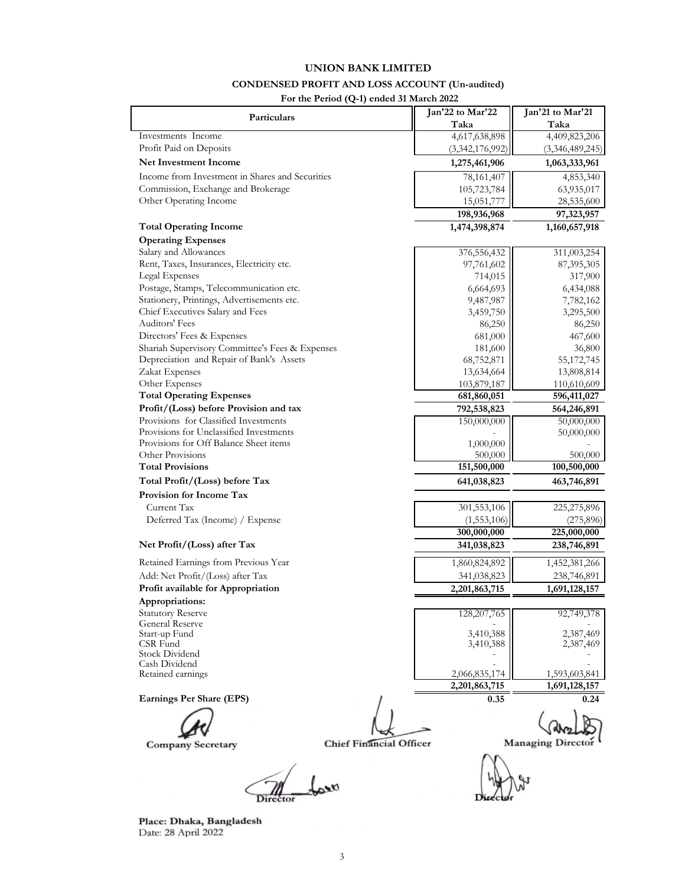# UNION BANK LIMITED

## CONDENSED PROFIT AND LOSS ACCOUNT (Un-audited)

### For the Period (Q-1) ended 31 March 2022

| Particulars | Jan'22 to Mar'22 Taka | Jan'21 to Mar'21 Taka |
|---|---|---|
| Investments Income | 4,617,638,898 | 4,409,823,206 |
| Profit Paid on Deposits | (3,342,176,992) | (3,346,489,245) |
| **Net Investment Income** | **1,275,461,906** | **1,063,333,961** |
| Income from Investment in Shares and Securities | 78,161,407 | 4,853,340 |
| Commission, Exchange and Brokerage | 105,723,784 | 63,935,017 |
| Other Operating Income | 15,051,777 | 28,535,600 |
| | **198,936,968** | **97,323,957** |
| **Total Operating Income** | **1,474,398,874** | **1,160,657,918** |
| **Operating Expenses** | | |
| Salary and Allowances | 376,556,432 | 311,003,254 |
| Rent, Taxes, Insurances, Electricity etc. | 97,761,602 | 87,395,305 |
| Legal Expenses | 714,015 | 317,900 |
| Postage, Stamps, Telecommunication etc. | 6,664,693 | 6,434,088 |
| Stationery, Printings, Advertisements etc. | 9,487,987 | 7,782,162 |
| Chief Executives Salary and Fees | 3,459,750 | 3,295,500 |
| Auditors' Fees | 86,250 | 86,250 |
| Directors' Fees & Expenses | 681,000 | 467,600 |
| Shariah Supervisory Committee's Fees & Expenses | 181,600 | 36,800 |
| Depreciation and Repair of Bank's Assets | 68,752,871 | 55,172,745 |
| Zakat Expenses | 13,634,664 | 13,808,814 |
| Other Expenses | 103,879,187 | 110,610,609 |
| **Total Operating Expenses** | **681,860,051** | **596,411,027** |
| **Profit/(Loss) before Provision and tax** | **792,538,823** | **564,246,891** |
| Provisions for Classified Investments | 150,000,000 | 50,000,000 |
| Provisions for Unclassified Investments | - | 50,000,000 |
| Provisions for Off Balance Sheet items | 1,000,000 | - |
| Other Provisions | 500,000 | 500,000 |
| **Total Provisions** | **151,500,000** | **100,500,000** |
| **Total Profit/(Loss) before Tax** | **641,038,823** | **463,746,891** |
| **Provision for Income Tax** | | |
| Current Tax | 301,553,106 | 225,275,896 |
| Deferred Tax (Income) / Expense | (1,553,106) | (275,896) |
| | **300,000,000** | **225,000,000** |
| **Net Profit/(Loss) after Tax** | **341,038,823** | **238,746,891** |
| Retained Earnings from Previous Year | 1,860,824,892 | 1,452,381,266 |
| Add: Net Profit/(Loss) after Tax | 341,038,823 | 238,746,891 |
| **Profit available for Appropriation** | **2,201,863,715** | **1,691,128,157** |
| **Appropriations:** | | |
| Statutory Reserve | 128,207,765 | 92,749,378 |
| General Reserve | - | - |
| Start-up Fund | 3,410,388 | 2,387,469 |
| CSR Fund | 3,410,388 | 2,387,469 |
| Stock Dividend | - | - |
| Cash Dividend | - | - |
| Retained earnings | 2,066,835,174 | 1,593,603,841 |
| | **2,201,863,715** | **1,691,128,157** |
| **Earnings Per Share (EPS)** | **0.35** | **0.24** |

Company Secretary　　Chief Financial Officer　　Managing Director

Director　　Director

Place: Dhaka, Bangladesh
Date: 28 April 2022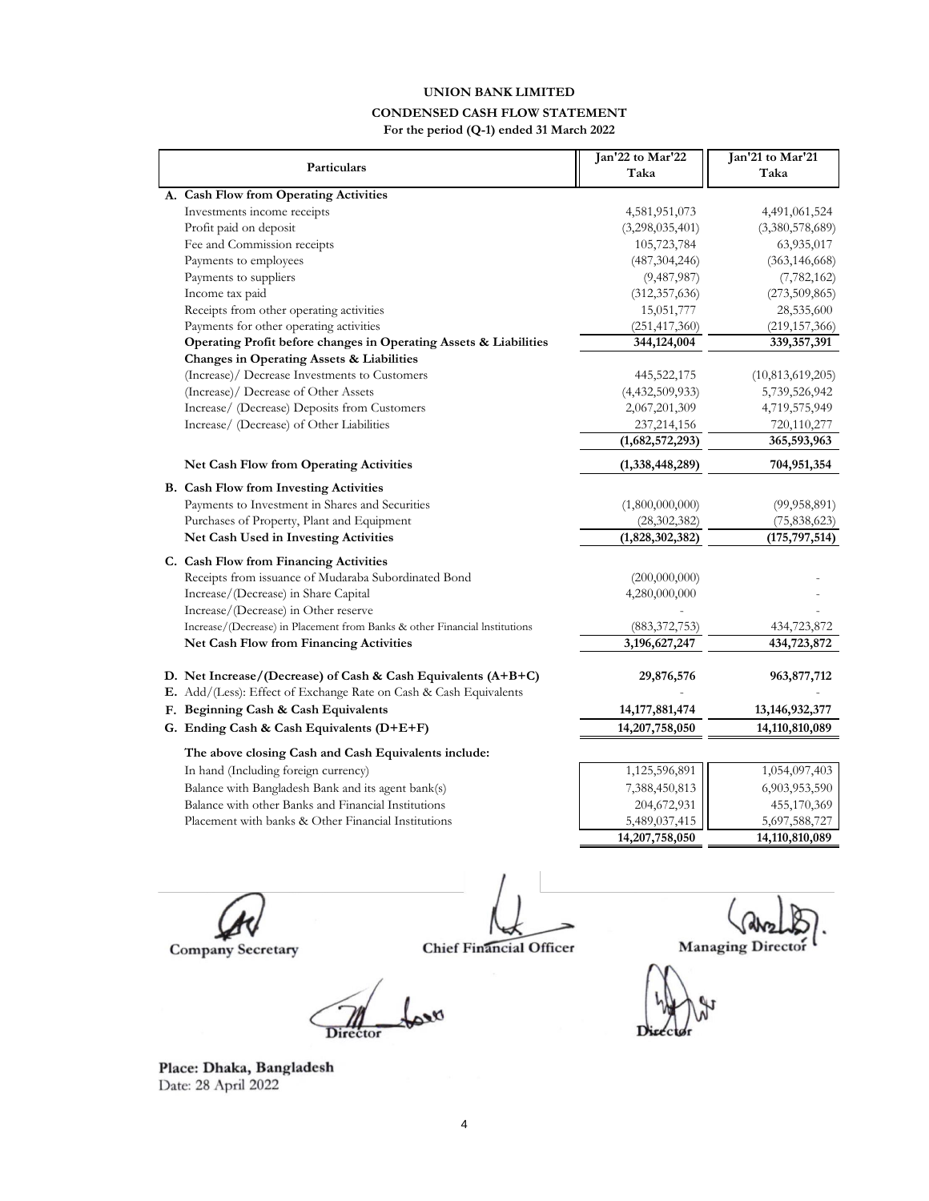# UNION BANK LIMITED

## CONDENSED CASH FLOW STATEMENT

**For the period (Q-1) ended 31 March 2022**

| Particulars | Jan'22 to Mar'22 Taka | Jan'21 to Mar'21 Taka |
|---|---|---|
| **A. Cash Flow from Operating Activities** | | |
| Investments income receipts | 4,581,951,073 | 4,491,061,524 |
| Profit paid on deposit | (3,298,035,401) | (3,380,578,689) |
| Fee and Commission receipts | 105,723,784 | 63,935,017 |
| Payments to employees | (487,304,246) | (363,146,668) |
| Payments to suppliers | (9,487,987) | (7,782,162) |
| Income tax paid | (312,357,636) | (273,509,865) |
| Receipts from other operating activities | 15,051,777 | 28,535,600 |
| Payments for other operating activities | (251,417,360) | (219,157,366) |
| **Operating Profit before changes in Operating Assets & Liabilities** | **344,124,004** | **339,357,391** |
| **Changes in Operating Assets & Liabilities** | | |
| (Increase)/ Decrease Investments to Customers | 445,522,175 | (10,813,619,205) |
| (Increase)/ Decrease of Other Assets | (4,432,509,933) | 5,739,526,942 |
| Increase/ (Decrease) Deposits from Customers | 2,067,201,309 | 4,719,575,949 |
| Increase/ (Decrease) of Other Liabilities | 237,214,156 | 720,110,277 |
| | **(1,682,572,293)** | **365,593,963** |
| **Net Cash Flow from Operating Activities** | **(1,338,448,289)** | **704,951,354** |
| **B. Cash Flow from Investing Activities** | | |
| Payments to Investment in Shares and Securities | (1,800,000,000) | (99,958,891) |
| Purchases of Property, Plant and Equipment | (28,302,382) | (75,838,623) |
| **Net Cash Used in Investing Activities** | **(1,828,302,382)** | **(175,797,514)** |
| **C. Cash Flow from Financing Activities** | | |
| Receipts from issuance of Mudaraba Subordinated Bond | (200,000,000) | - |
| Increase/(Decrease) in Share Capital | 4,280,000,000 | - |
| Increase/(Decrease) in Other reserve | - | - |
| Increase/(Decrease) in Placement from Banks & other Financial Institutions | (883,372,753) | 434,723,872 |
| **Net Cash Flow from Financing Activities** | **3,196,627,247** | **434,723,872** |
| **D. Net Increase/(Decrease) of Cash & Cash Equivalents (A+B+C)** | **29,876,576** | **963,877,712** |
| **E.** Add/(Less): Effect of Exchange Rate on Cash & Cash Equivalents | - | - |
| **F. Beginning Cash & Cash Equivalents** | **14,177,881,474** | **13,146,932,377** |
| **G. Ending Cash & Cash Equivalents (D+E+F)** | **14,207,758,050** | **14,110,810,089** |
| **The above closing Cash and Cash Equivalents include:** | | |
| In hand (Including foreign currency) | 1,125,596,891 | 1,054,097,403 |
| Balance with Bangladesh Bank and its agent bank(s) | 7,388,450,813 | 6,903,953,590 |
| Balance with other Banks and Financial Institutions | 204,672,931 | 455,170,369 |
| Placement with banks & Other Financial Institutions | 5,489,037,415 | 5,697,588,727 |
| | **14,207,758,050** | **14,110,810,089** |

Company Secretary

Chief Financial Officer

Managing Director

Director

Director

**Place: Dhaka, Bangladesh**
Date: 28 April 2022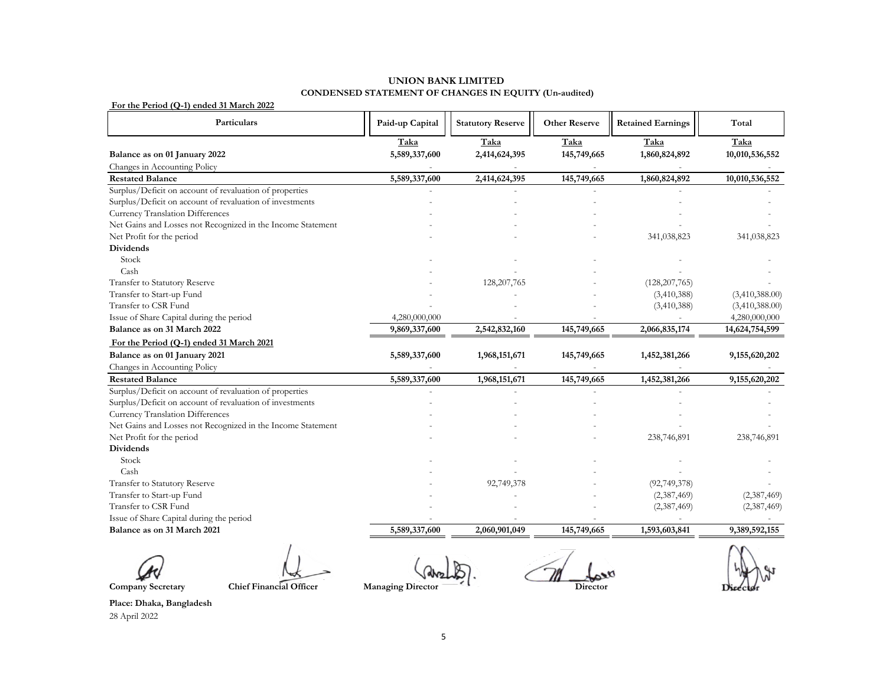# UNION BANK LIMITED
## CONDENSED STATEMENT OF CHANGES IN EQUITY (Un-audited)

**For the Period (Q-1) ended 31 March 2022**

| Particulars | Paid-up Capital | Statutory Reserve | Other Reserve | Retained Earnings | Total |
|---|---|---|---|---|---|
| | Taka | Taka | Taka | Taka | Taka |
| **Balance as on 01 January 2022** | **5,589,337,600** | **2,414,624,395** | **145,749,665** | **1,860,824,892** | **10,010,536,552** |
| Changes in Accounting Policy | - | - | - | - | - |
| **Restated Balance** | **5,589,337,600** | **2,414,624,395** | **145,749,665** | **1,860,824,892** | **10,010,536,552** |
| Surplus/Deficit on account of revaluation of properties | - | - | - | - | - |
| Surplus/Deficit on account of revaluation of investments | - | - | - | - | - |
| Currency Translation Differences | - | - | - | - | - |
| Net Gains and Losses not Recognized in the Income Statement | - | - | - | - | - |
| Net Profit for the period | - | - | - | 341,038,823 | 341,038,823 |
| **Dividends** | | | | | |
| Stock | - | - | - | - | - |
| Cash | - | - | - | - | - |
| Transfer to Statutory Reserve | - | 128,207,765 | - | (128,207,765) | - |
| Transfer to Start-up Fund | - | - | - | (3,410,388) | (3,410,388.00) |
| Transfer to CSR Fund | - | - | - | (3,410,388) | (3,410,388.00) |
| Issue of Share Capital during the period | 4,280,000,000 | - | - | - | 4,280,000,000 |
| **Balance as on 31 March 2022** | **9,869,337,600** | **2,542,832,160** | **145,749,665** | **2,066,835,174** | **14,624,754,599** |
| **For the Period (Q-1) ended 31 March 2021** | | | | | |
| **Balance as on 01 January 2021** | **5,589,337,600** | **1,968,151,671** | **145,749,665** | **1,452,381,266** | **9,155,620,202** |
| Changes in Accounting Policy | - | - | - | - | - |
| **Restated Balance** | **5,589,337,600** | **1,968,151,671** | **145,749,665** | **1,452,381,266** | **9,155,620,202** |
| Surplus/Deficit on account of revaluation of properties | - | - | - | - | - |
| Surplus/Deficit on account of revaluation of investments | - | - | - | - | - |
| Currency Translation Differences | - | - | - | - | - |
| Net Gains and Losses not Recognized in the Income Statement | - | - | - | - | - |
| Net Profit for the period | - | - | - | 238,746,891 | 238,746,891 |
| **Dividends** | | | | | |
| Stock | - | - | - | - | - |
| Cash | - | - | - | - | - |
| Transfer to Statutory Reserve | - | 92,749,378 | - | (92,749,378) | - |
| Transfer to Start-up Fund | - | - | - | (2,387,469) | (2,387,469) |
| Transfer to CSR Fund | - | - | - | (2,387,469) | (2,387,469) |
| Issue of Share Capital during the period | - | - | - | - | - |
| **Balance as on 31 March 2021** | **5,589,337,600** | **2,060,901,049** | **145,749,665** | **1,593,603,841** | **9,389,592,155** |

**Company Secretary** **Chief Financial Officer** **Managing Director** **Director** **Director**

**Place: Dhaka, Bangladesh**

28 April 2022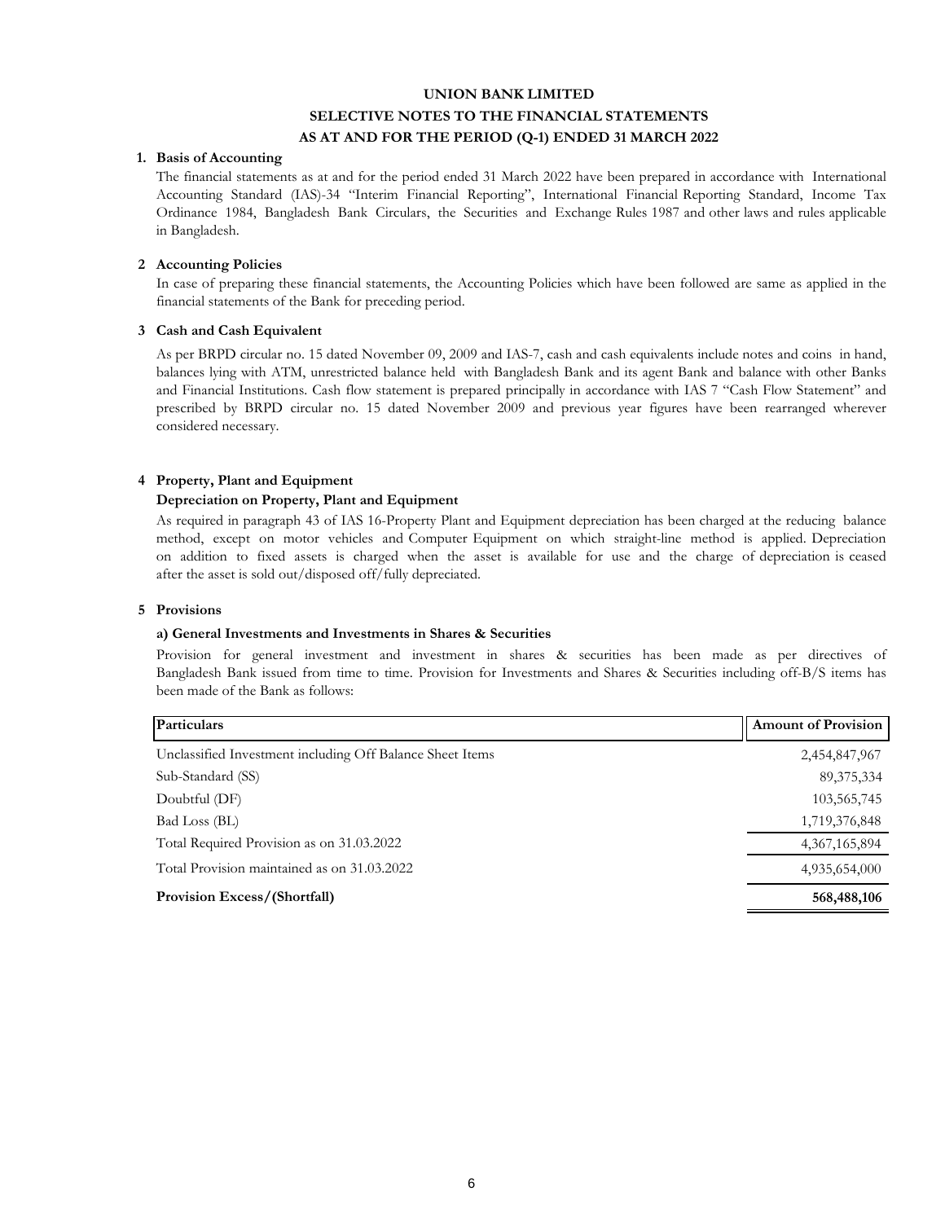**UNION BANK LIMITED**

**SELECTIVE NOTES TO THE FINANCIAL STATEMENTS**

**AS AT AND FOR THE PERIOD (Q-1) ENDED 31 MARCH 2022**

**1. Basis of Accounting**

The financial statements as at and for the period ended 31 March 2022 have been prepared in accordance with International Accounting Standard (IAS)-34 "Interim Financial Reporting", International Financial Reporting Standard, Income Tax Ordinance 1984, Bangladesh Bank Circulars, the Securities and Exchange Rules 1987 and other laws and rules applicable in Bangladesh.

**2 Accounting Policies**

In case of preparing these financial statements, the Accounting Policies which have been followed are same as applied in the financial statements of the Bank for preceding period.

**3 Cash and Cash Equivalent**

As per BRPD circular no. 15 dated November 09, 2009 and IAS-7, cash and cash equivalents include notes and coins in hand, balances lying with ATM, unrestricted balance held with Bangladesh Bank and its agent Bank and balance with other Banks and Financial Institutions. Cash flow statement is prepared principally in accordance with IAS 7 "Cash Flow Statement" and prescribed by BRPD circular no. 15 dated November 2009 and previous year figures have been rearranged wherever considered necessary.

**4 Property, Plant and Equipment**

**Depreciation on Property, Plant and Equipment**

As required in paragraph 43 of IAS 16-Property Plant and Equipment depreciation has been charged at the reducing balance method, except on motor vehicles and Computer Equipment on which straight-line method is applied. Depreciation on addition to fixed assets is charged when the asset is available for use and the charge of depreciation is ceased after the asset is sold out/disposed off/fully depreciated.

**5 Provisions**

**a) General Investments and Investments in Shares & Securities**

Provision for general investment and investment in shares & securities has been made as per directives of Bangladesh Bank issued from time to time. Provision for Investments and Shares & Securities including off-B/S items has been made of the Bank as follows:

| Particulars | Amount of Provision |
|---|---|
| Unclassified Investment including Off Balance Sheet Items | 2,454,847,967 |
| Sub-Standard (SS) | 89,375,334 |
| Doubtful (DF) | 103,565,745 |
| Bad Loss (BL) | 1,719,376,848 |
| Total Required Provision as on 31.03.2022 | 4,367,165,894 |
| Total Provision maintained as on 31.03.2022 | 4,935,654,000 |
| **Provision Excess/(Shortfall)** | **568,488,106** |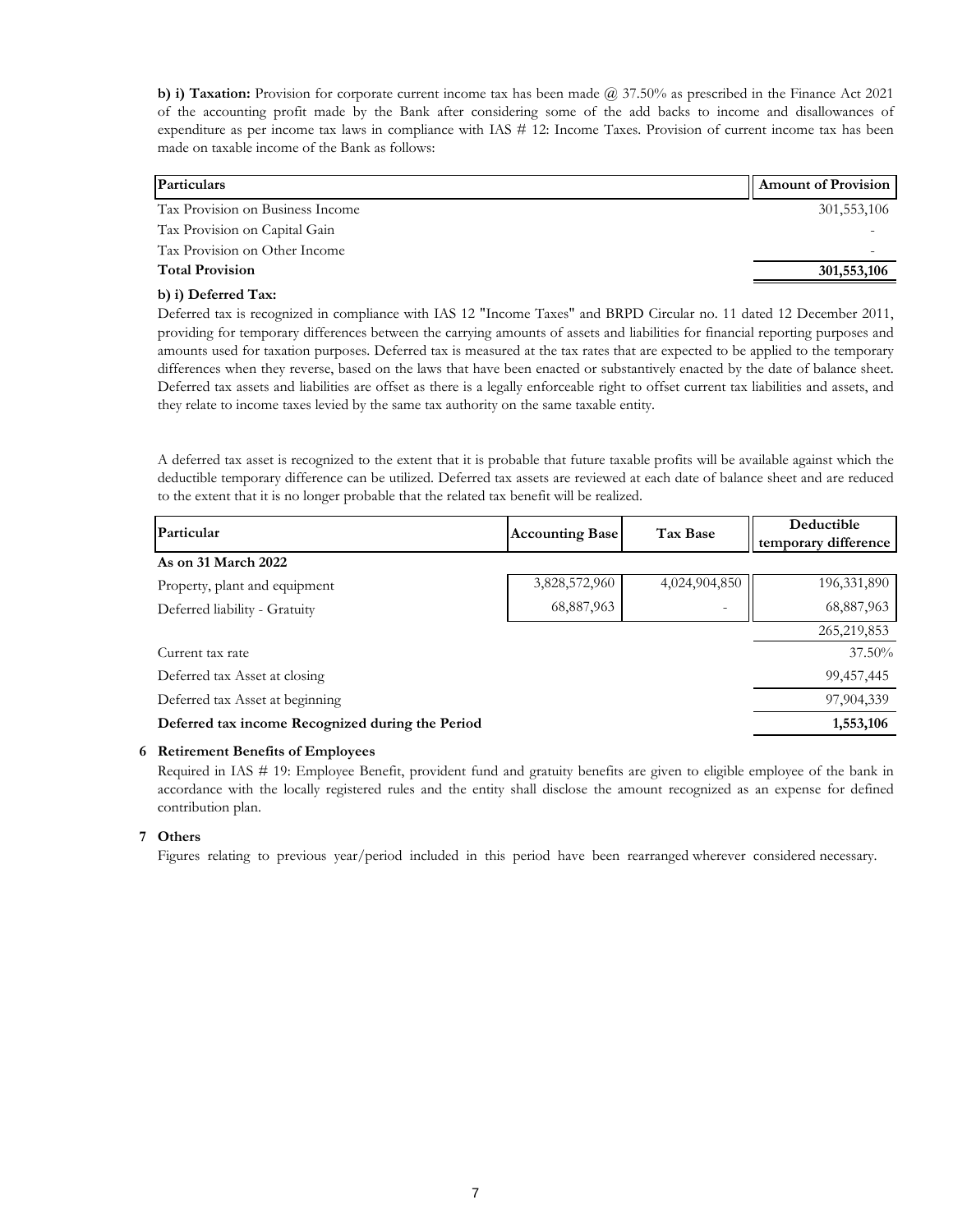**b) i) Taxation:** Provision for corporate current income tax has been made @ 37.50% as prescribed in the Finance Act 2021 of the accounting profit made by the Bank after considering some of the add backs to income and disallowances of expenditure as per income tax laws in compliance with IAS # 12: Income Taxes. Provision of current income tax has been made on taxable income of the Bank as follows:

| Particulars | Amount of Provision |
|---|---|
| Tax Provision on Business Income | 301,553,106 |
| Tax Provision on Capital Gain | - |
| Tax Provision on Other Income | - |
| **Total Provision** | **301,553,106** |

**b) i) Deferred Tax:**

Deferred tax is recognized in compliance with IAS 12 "Income Taxes" and BRPD Circular no. 11 dated 12 December 2011, providing for temporary differences between the carrying amounts of assets and liabilities for financial reporting purposes and amounts used for taxation purposes. Deferred tax is measured at the tax rates that are expected to be applied to the temporary differences when they reverse, based on the laws that have been enacted or substantively enacted by the date of balance sheet. Deferred tax assets and liabilities are offset as there is a legally enforceable right to offset current tax liabilities and assets, and they relate to income taxes levied by the same tax authority on the same taxable entity.

A deferred tax asset is recognized to the extent that it is probable that future taxable profits will be available against which the deductible temporary difference can be utilized. Deferred tax assets are reviewed at each date of balance sheet and are reduced to the extent that it is no longer probable that the related tax benefit will be realized.

| Particular | Accounting Base | Tax Base | Deductible temporary difference |
|---|---|---|---|
| **As on 31 March 2022** | | | |
| Property, plant and equipment | 3,828,572,960 | 4,024,904,850 | 196,331,890 |
| Deferred liability - Gratuity | 68,887,963 | - | 68,887,963 |
| | | | 265,219,853 |
| Current tax rate | | | 37.50% |
| Deferred tax Asset at closing | | | 99,457,445 |
| Deferred tax Asset at beginning | | | 97,904,339 |
| **Deferred tax income Recognized during the Period** | | | **1,553,106** |

**6 Retirement Benefits of Employees**

Required in IAS # 19: Employee Benefit, provident fund and gratuity benefits are given to eligible employee of the bank in accordance with the locally registered rules and the entity shall disclose the amount recognized as an expense for defined contribution plan.

**7 Others**

Figures relating to previous year/period included in this period have been rearranged wherever considered necessary.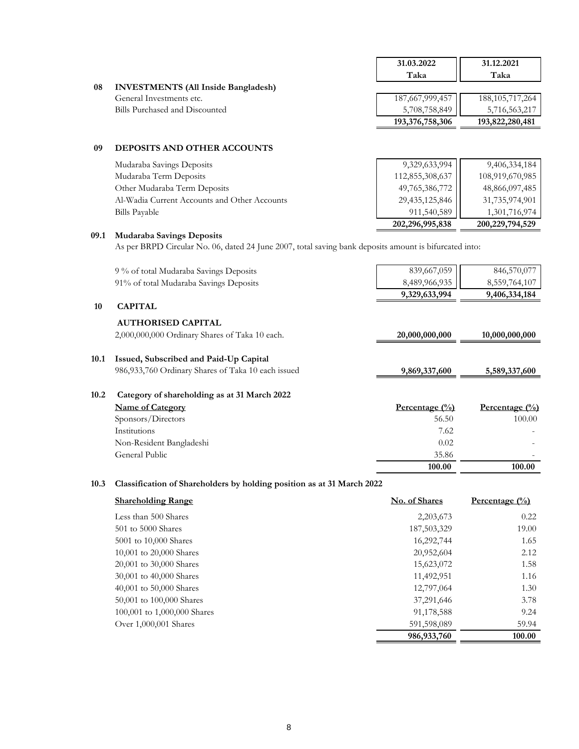| | 31.03.2022 Taka | 31.12.2021 Taka |
|---|---|---|

## 08 INVESTMENTS (All Inside Bangladesh)

| | 31.03.2022 Taka | 31.12.2021 Taka |
|---|---|---|
| General Investments etc. | 187,667,999,457 | 188,105,717,264 |
| Bills Purchased and Discounted | 5,708,758,849 | 5,716,563,217 |
| | **193,376,758,306** | **193,822,280,481** |

## 09 DEPOSITS AND OTHER ACCOUNTS

| | 31.03.2022 Taka | 31.12.2021 Taka |
|---|---|---|
| Mudaraba Savings Deposits | 9,329,633,994 | 9,406,334,184 |
| Mudaraba Term Deposits | 112,855,308,637 | 108,919,670,985 |
| Other Mudaraba Term Deposits | 49,765,386,772 | 48,866,097,485 |
| Al-Wadia Current Accounts and Other Accounts | 29,435,125,846 | 31,735,974,901 |
| Bills Payable | 911,540,589 | 1,301,716,974 |
| | **202,296,995,838** | **200,229,794,529** |

### 09.1 Mudaraba Savings Deposits

As per BRPD Circular No. 06, dated 24 June 2007, total saving bank deposits amount is bifurcated into:

| | 31.03.2022 Taka | 31.12.2021 Taka |
|---|---|---|
| 9 % of total Mudaraba Savings Deposits | 839,667,059 | 846,570,077 |
| 91% of total Mudaraba Savings Deposits | 8,489,966,935 | 8,559,764,107 |
| | **9,329,633,994** | **9,406,334,184** |

## 10 CAPITAL

**AUTHORISED CAPITAL**

| | 31.03.2022 Taka | 31.12.2021 Taka |
|---|---|---|
| 2,000,000,000 Ordinary Shares of Taka 10 each. | **20,000,000,000** | **10,000,000,000** |

### 10.1 Issued, Subscribed and Paid-Up Capital

| | 31.03.2022 Taka | 31.12.2021 Taka |
|---|---|---|
| 986,933,760 Ordinary Shares of Taka 10 each issued | **9,869,337,600** | **5,589,337,600** |

### 10.2 Category of shareholding as at 31 March 2022

| Name of Category | Percentage (%) | Percentage (%) |
|---|---|---|
| Sponsors/Directors | 56.50 | 100.00 |
| Institutions | 7.62 | - |
| Non-Resident Bangladeshi | 0.02 | - |
| General Public | 35.86 | - |
| | **100.00** | **100.00** |

### 10.3 Classification of Shareholders by holding position as at 31 March 2022

| Shareholding Range | No. of Shares | Percentage (%) |
|---|---|---|
| Less than 500 Shares | 2,203,673 | 0.22 |
| 501 to 5000 Shares | 187,503,329 | 19.00 |
| 5001 to 10,000 Shares | 16,292,744 | 1.65 |
| 10,001 to 20,000 Shares | 20,952,604 | 2.12 |
| 20,001 to 30,000 Shares | 15,623,072 | 1.58 |
| 30,001 to 40,000 Shares | 11,492,951 | 1.16 |
| 40,001 to 50,000 Shares | 12,797,064 | 1.30 |
| 50,001 to 100,000 Shares | 37,291,646 | 3.78 |
| 100,001 to 1,000,000 Shares | 91,178,588 | 9.24 |
| Over 1,000,001 Shares | 591,598,089 | 59.94 |
| | **986,933,760** | **100.00** |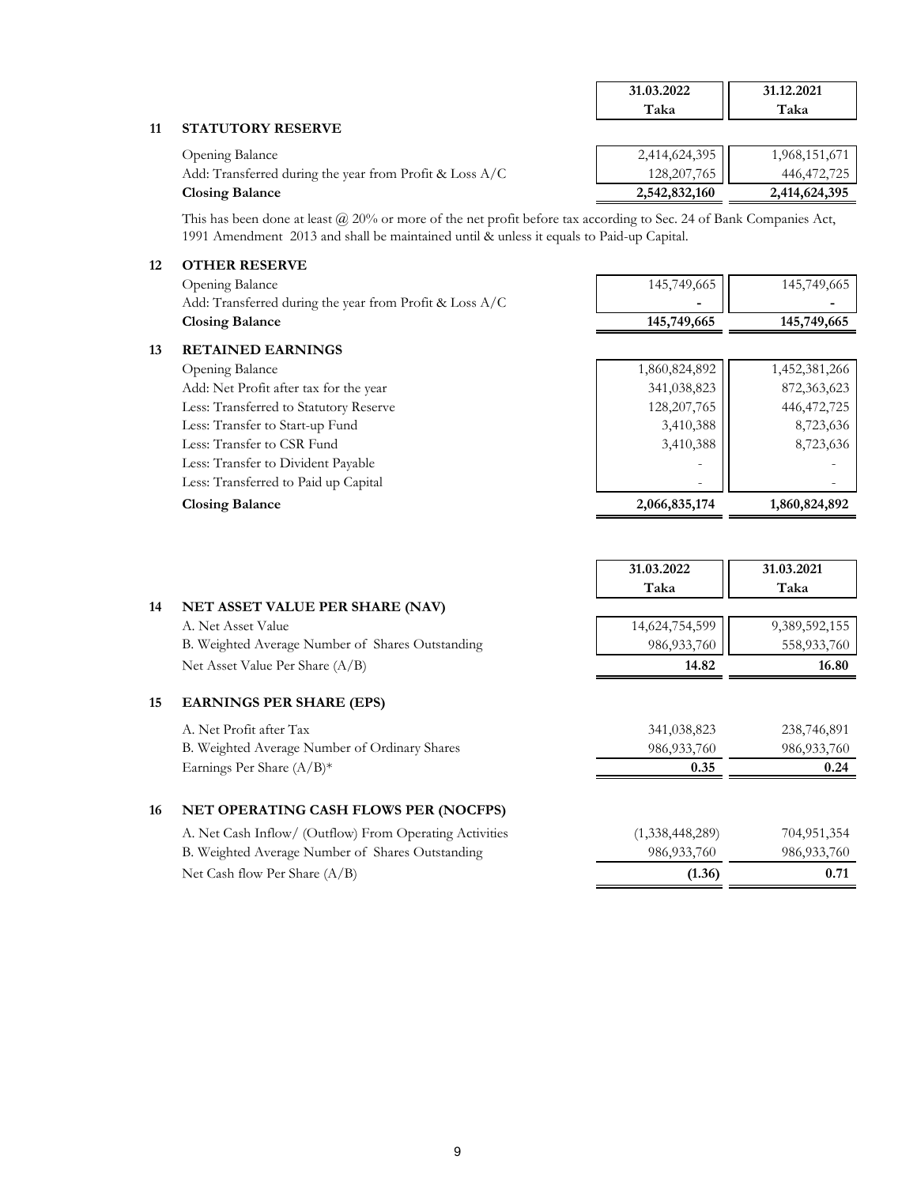| | 31.03.2022 Taka | 31.12.2021 Taka |
|---|---|---|

## 11 STATUTORY RESERVE

| | 31.03.2022 Taka | 31.12.2021 Taka |
|---|---|---|
| Opening Balance | 2,414,624,395 | 1,968,151,671 |
| Add: Transferred during the year from Profit & Loss A/C | 128,207,765 | 446,472,725 |
| **Closing Balance** | **2,542,832,160** | **2,414,624,395** |

This has been done at least @ 20% or more of the net profit before tax according to Sec. 24 of Bank Companies Act, 1991 Amendment 2013 and shall be maintained until & unless it equals to Paid-up Capital.

## 12 OTHER RESERVE

| | 31.03.2022 Taka | 31.12.2021 Taka |
|---|---|---|
| Opening Balance | 145,749,665 | 145,749,665 |
| Add: Transferred during the year from Profit & Loss A/C | - | - |
| **Closing Balance** | **145,749,665** | **145,749,665** |

## 13 RETAINED EARNINGS

| | 31.03.2022 Taka | 31.12.2021 Taka |
|---|---|---|
| Opening Balance | 1,860,824,892 | 1,452,381,266 |
| Add: Net Profit after tax for the year | 341,038,823 | 872,363,623 |
| Less: Transferred to Statutory Reserve | 128,207,765 | 446,472,725 |
| Less: Transfer to Start-up Fund | 3,410,388 | 8,723,636 |
| Less: Transfer to CSR Fund | 3,410,388 | 8,723,636 |
| Less: Transfer to Divident Payable | - | - |
| Less: Transferred to Paid up Capital | - | - |
| **Closing Balance** | **2,066,835,174** | **1,860,824,892** |

| | 31.03.2022 Taka | 31.03.2021 Taka |
|---|---|---|

## 14 NET ASSET VALUE PER SHARE (NAV)

| | 31.03.2022 Taka | 31.03.2021 Taka |
|---|---|---|
| A. Net Asset Value | 14,624,754,599 | 9,389,592,155 |
| B. Weighted Average Number of Shares Outstanding | 986,933,760 | 558,933,760 |
| Net Asset Value Per Share (A/B) | **14.82** | **16.80** |

## 15 EARNINGS PER SHARE (EPS)

| | 31.03.2022 Taka | 31.03.2021 Taka |
|---|---|---|
| A. Net Profit after Tax | 341,038,823 | 238,746,891 |
| B. Weighted Average Number of Ordinary Shares | 986,933,760 | 986,933,760 |
| Earnings Per Share (A/B)* | **0.35** | **0.24** |

## 16 NET OPERATING CASH FLOWS PER (NOCFPS)

| | 31.03.2022 Taka | 31.03.2021 Taka |
|---|---|---|
| A. Net Cash Inflow/ (Outflow) From Operating Activities | (1,338,448,289) | 704,951,354 |
| B. Weighted Average Number of Shares Outstanding | 986,933,760 | 986,933,760 |
| Net Cash flow Per Share (A/B) | **(1.36)** | **0.71** |